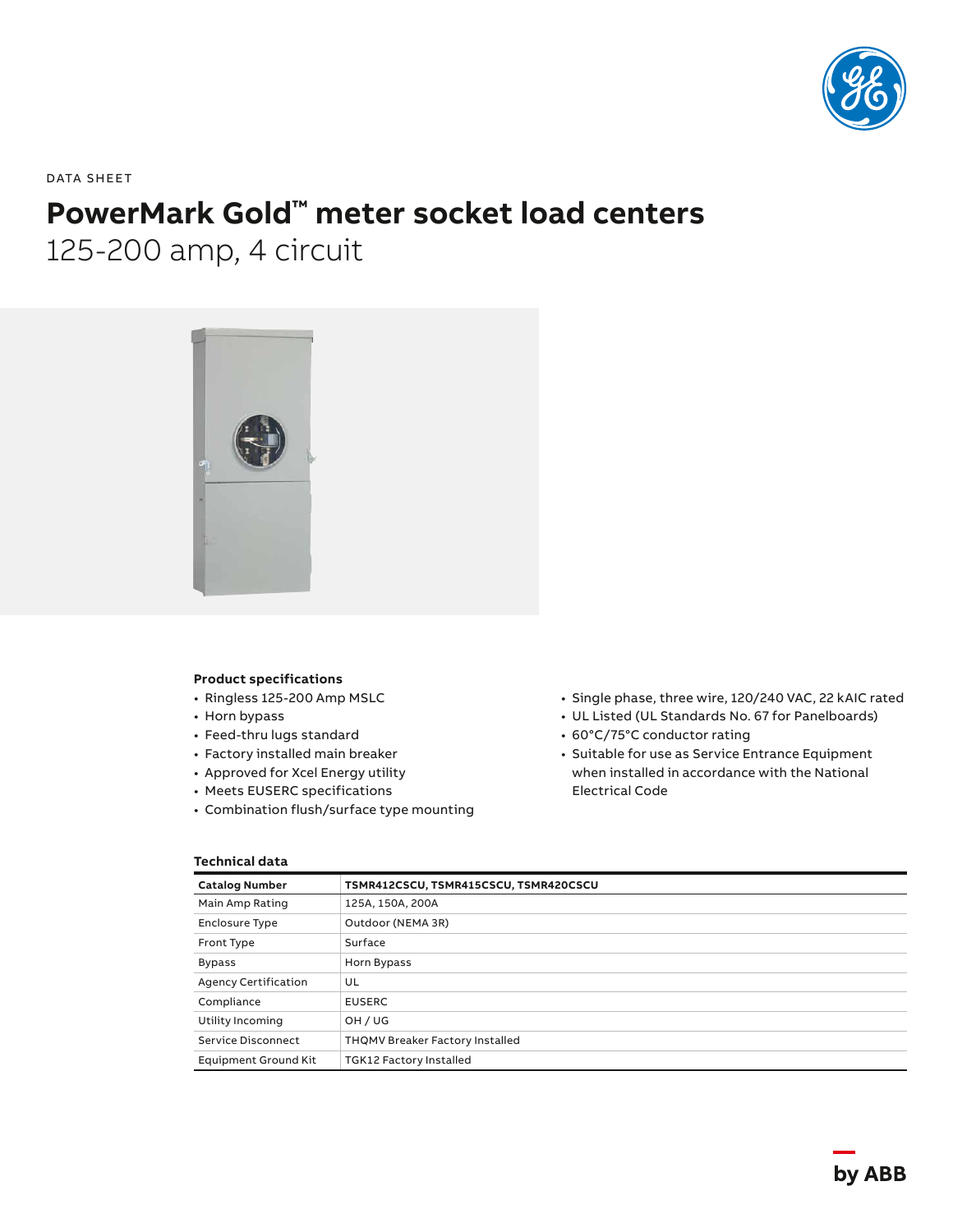DATA SHEET

# PowerMark Gold™ meter socket load centers

125-200 amp, 4 circuit

### Product specifications

- Ringless 125-200 Amp MSLC
- Horn bypass
- Feed-thru lugs standard
- Factory installed main breaker
- Approved for Xcel Energy utility
- Meets EUSERC specifications
- Combination flush/surface type mounting
- Single phase, three wire, 120/240 VAC, 22 kAIC rated
- UL Listed (UL Standards No. 67 for Panelboards)
- 60°C/75°C conductor rating
- Suitable for use as Service Entrance Equipment when installed in accordance with the National Electrical Code

### Technical data

| Catalog Number | TSMR412CSCU, TSMR415CSCU, TSMR420CSCU |
|---|---|
| Main Amp Rating | 125A, 150A, 200A |
| Enclosure Type | Outdoor (NEMA 3R) |
| Front Type | Surface |
| Bypass | Horn Bypass |
| Agency Certification | UL |
| Compliance | EUSERC |
| Utility Incoming | OH / UG |
| Service Disconnect | THQMV Breaker Factory Installed |
| Equipment Ground Kit | TGK12 Factory Installed |

by ABB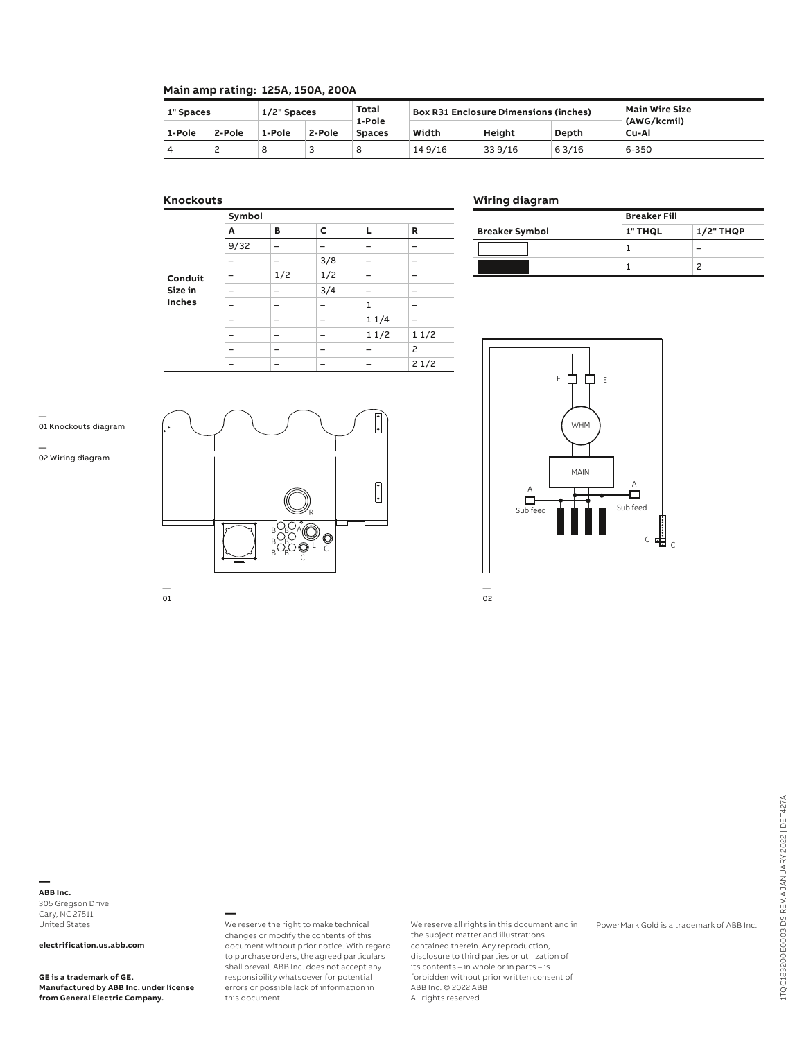## Main amp rating: 125A, 150A, 200A

| 1" Spaces | | 1/2" Spaces | | Total 1-Pole Spaces | Box R31 Enclosure Dimensions (inches) | | | Main Wire Size (AWG/kcmil) Cu-Al |
|---|---|---|---|---|---|---|---|---|
| 1-Pole | 2-Pole | 1-Pole | 2-Pole | | Width | Height | Depth | |
| 4 | 2 | 8 | 3 | 8 | 14 9/16 | 33 9/16 | 6 3/16 | 6-350 |

## Knockouts

| | Symbol | | | | |
|---|---|---|---|---|---|
| | A | B | C | L | R |
| Conduit Size in Inches | 9/32 | – | – | – | – |
| | – | – | 3/8 | – | – |
| | – | 1/2 | 1/2 | – | – |
| | – | – | 3/4 | – | – |
| | – | – | – | 1 | – |
| | – | – | – | 1 1/4 | – |
| | – | – | – | 1 1/2 | 1 1/2 |
| | – | – | – | – | 2 |
| | – | – | – | – | 2 1/2 |

## Wiring diagram

| | Breaker Fill | |
|---|---|---|
| Breaker Symbol | 1" THQL | 1/2" THQP |
| (white) | 1 | – |
| (black) | 1 | 2 |

— 01 Knockouts diagram

— 02 Wiring diagram

R
B B A
B B L C
B B C

01

E E
WHM
MAIN
A A
Sub feed Sub feed
C C

02

**ABB Inc.**
305 Gregson Drive
Cary, NC 27511
United States

**electrification.us.abb.com**

**GE is a trademark of GE.**
**Manufactured by ABB Inc. under license from General Electric Company.**

We reserve the right to make technical changes or modify the contents of this document without prior notice. With regard to purchase orders, the agreed particulars shall prevail. ABB Inc. does not accept any responsibility whatsoever for potential errors or possible lack of information in this document.

We reserve all rights in this document and in the subject matter and illustrations contained therein. Any reproduction, disclosure to third parties or utilization of its contents – in whole or in parts – is forbidden without prior written consent of ABB Inc. © 2022 ABB
All rights reserved

PowerMark Gold is a trademark of ABB Inc.

1TQC183200E0003 DS REV.A JANUARY 2022 | DET427A